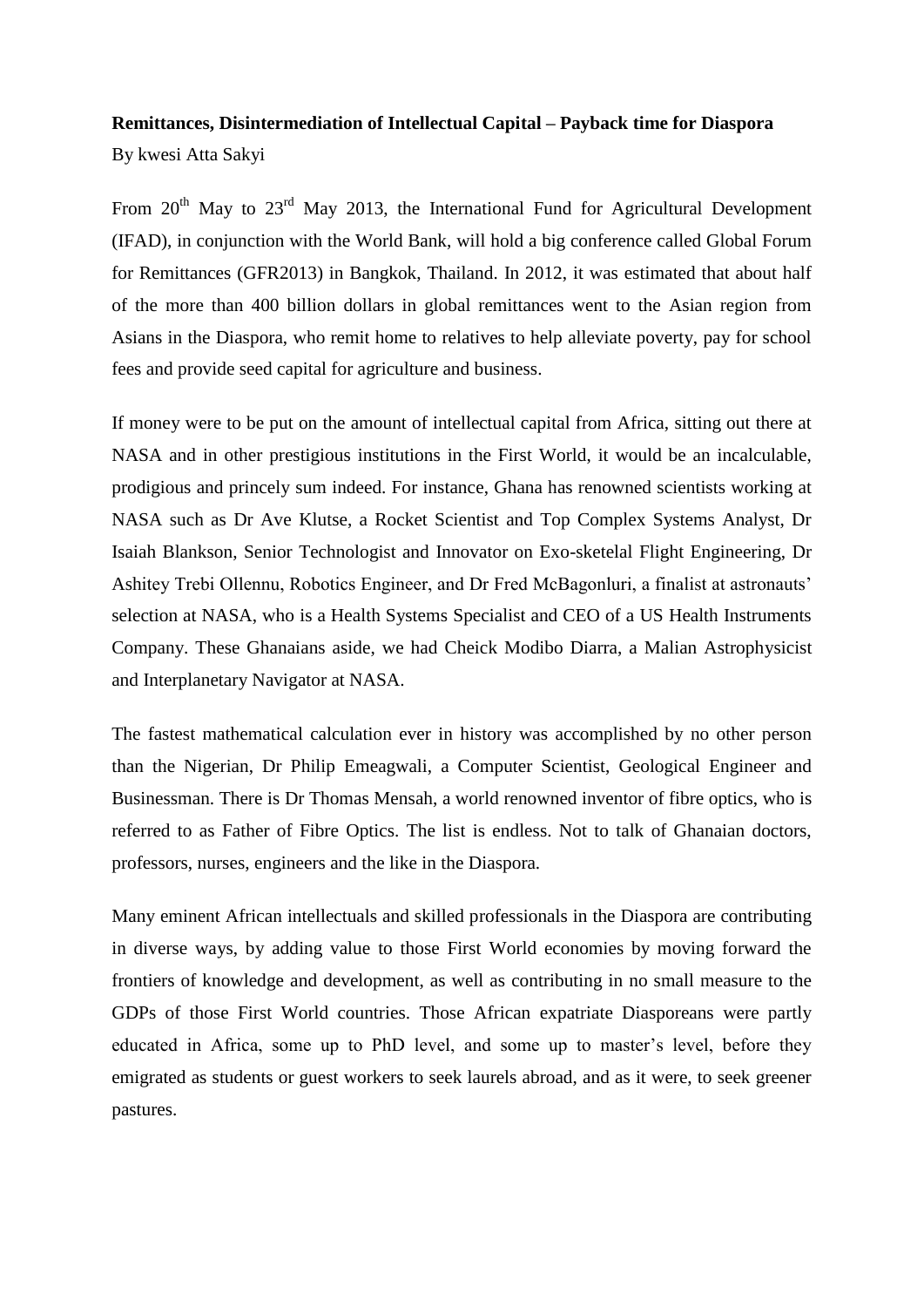**Remittances, Disintermediation of Intellectual Capital – Payback time for Diaspora**

By kwesi Atta Sakyi

From 20th May to 23rd May 2013, the International Fund for Agricultural Development (IFAD), in conjunction with the World Bank, will hold a big conference called Global Forum for Remittances (GFR2013) in Bangkok, Thailand. In 2012, it was estimated that about half of the more than 400 billion dollars in global remittances went to the Asian region from Asians in the Diaspora, who remit home to relatives to help alleviate poverty, pay for school fees and provide seed capital for agriculture and business.

If money were to be put on the amount of intellectual capital from Africa, sitting out there at NASA and in other prestigious institutions in the First World, it would be an incalculable, prodigious and princely sum indeed. For instance, Ghana has renowned scientists working at NASA such as Dr Ave Klutse, a Rocket Scientist and Top Complex Systems Analyst, Dr Isaiah Blankson, Senior Technologist and Innovator on Exo-sketelal Flight Engineering, Dr Ashitey Trebi Ollennu, Robotics Engineer, and Dr Fred McBagonluri, a finalist at astronauts' selection at NASA, who is a Health Systems Specialist and CEO of a US Health Instruments Company. These Ghanaians aside, we had Cheick Modibo Diarra, a Malian Astrophysicist and Interplanetary Navigator at NASA.

The fastest mathematical calculation ever in history was accomplished by no other person than the Nigerian, Dr Philip Emeagwali, a Computer Scientist, Geological Engineer and Businessman. There is Dr Thomas Mensah, a world renowned inventor of fibre optics, who is referred to as Father of Fibre Optics. The list is endless. Not to talk of Ghanaian doctors, professors, nurses, engineers and the like in the Diaspora.

Many eminent African intellectuals and skilled professionals in the Diaspora are contributing in diverse ways, by adding value to those First World economies by moving forward the frontiers of knowledge and development, as well as contributing in no small measure to the GDPs of those First World countries. Those African expatriate Diasporeans were partly educated in Africa, some up to PhD level, and some up to master's level, before they emigrated as students or guest workers to seek laurels abroad, and as it were, to seek greener pastures.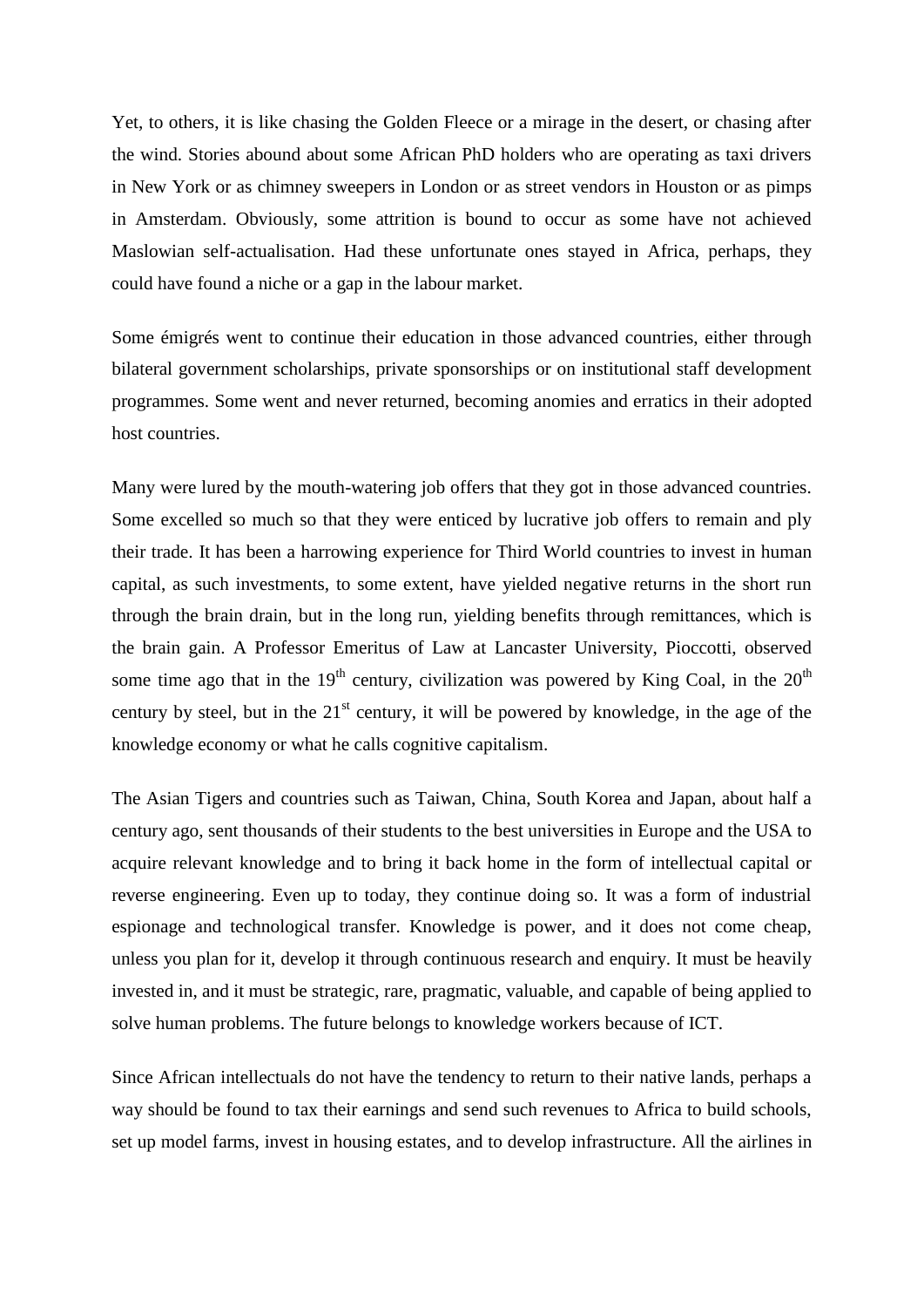Yet, to others, it is like chasing the Golden Fleece or a mirage in the desert, or chasing after the wind. Stories abound about some African PhD holders who are operating as taxi drivers in New York or as chimney sweepers in London or as street vendors in Houston or as pimps in Amsterdam. Obviously, some attrition is bound to occur as some have not achieved Maslowian self-actualisation. Had these unfortunate ones stayed in Africa, perhaps, they could have found a niche or a gap in the labour market.

Some émigrés went to continue their education in those advanced countries, either through bilateral government scholarships, private sponsorships or on institutional staff development programmes. Some went and never returned, becoming anomies and erratics in their adopted host countries.

Many were lured by the mouth-watering job offers that they got in those advanced countries. Some excelled so much so that they were enticed by lucrative job offers to remain and ply their trade. It has been a harrowing experience for Third World countries to invest in human capital, as such investments, to some extent, have yielded negative returns in the short run through the brain drain, but in the long run, yielding benefits through remittances, which is the brain gain. A Professor Emeritus of Law at Lancaster University, Pioccotti, observed some time ago that in the 19th century, civilization was powered by King Coal, in the 20th century by steel, but in the 21st century, it will be powered by knowledge, in the age of the knowledge economy or what he calls cognitive capitalism.

The Asian Tigers and countries such as Taiwan, China, South Korea and Japan, about half a century ago, sent thousands of their students to the best universities in Europe and the USA to acquire relevant knowledge and to bring it back home in the form of intellectual capital or reverse engineering. Even up to today, they continue doing so. It was a form of industrial espionage and technological transfer. Knowledge is power, and it does not come cheap, unless you plan for it, develop it through continuous research and enquiry. It must be heavily invested in, and it must be strategic, rare, pragmatic, valuable, and capable of being applied to solve human problems. The future belongs to knowledge workers because of ICT.

Since African intellectuals do not have the tendency to return to their native lands, perhaps a way should be found to tax their earnings and send such revenues to Africa to build schools, set up model farms, invest in housing estates, and to develop infrastructure. All the airlines in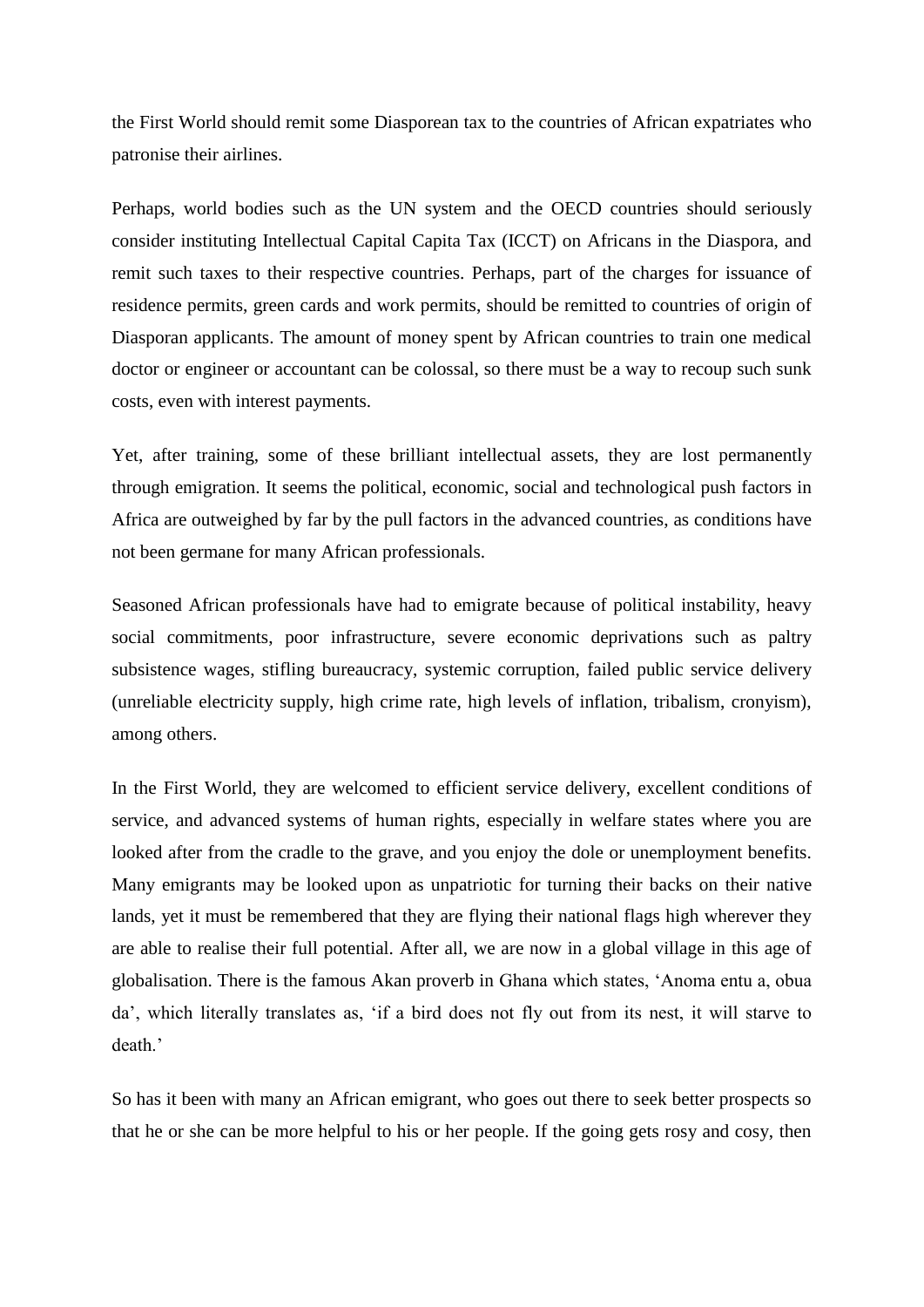the First World should remit some Diasporean tax to the countries of African expatriates who patronise their airlines.

Perhaps, world bodies such as the UN system and the OECD countries should seriously consider instituting Intellectual Capital Capita Tax (ICCT) on Africans in the Diaspora, and remit such taxes to their respective countries. Perhaps, part of the charges for issuance of residence permits, green cards and work permits, should be remitted to countries of origin of Diasporan applicants. The amount of money spent by African countries to train one medical doctor or engineer or accountant can be colossal, so there must be a way to recoup such sunk costs, even with interest payments.

Yet, after training, some of these brilliant intellectual assets, they are lost permanently through emigration. It seems the political, economic, social and technological push factors in Africa are outweighed by far by the pull factors in the advanced countries, as conditions have not been germane for many African professionals.

Seasoned African professionals have had to emigrate because of political instability, heavy social commitments, poor infrastructure, severe economic deprivations such as paltry subsistence wages, stifling bureaucracy, systemic corruption, failed public service delivery (unreliable electricity supply, high crime rate, high levels of inflation, tribalism, cronyism), among others.

In the First World, they are welcomed to efficient service delivery, excellent conditions of service, and advanced systems of human rights, especially in welfare states where you are looked after from the cradle to the grave, and you enjoy the dole or unemployment benefits. Many emigrants may be looked upon as unpatriotic for turning their backs on their native lands, yet it must be remembered that they are flying their national flags high wherever they are able to realise their full potential. After all, we are now in a global village in this age of globalisation. There is the famous Akan proverb in Ghana which states, 'Anoma entu a, obua da', which literally translates as, 'if a bird does not fly out from its nest, it will starve to death.'

So has it been with many an African emigrant, who goes out there to seek better prospects so that he or she can be more helpful to his or her people. If the going gets rosy and cosy, then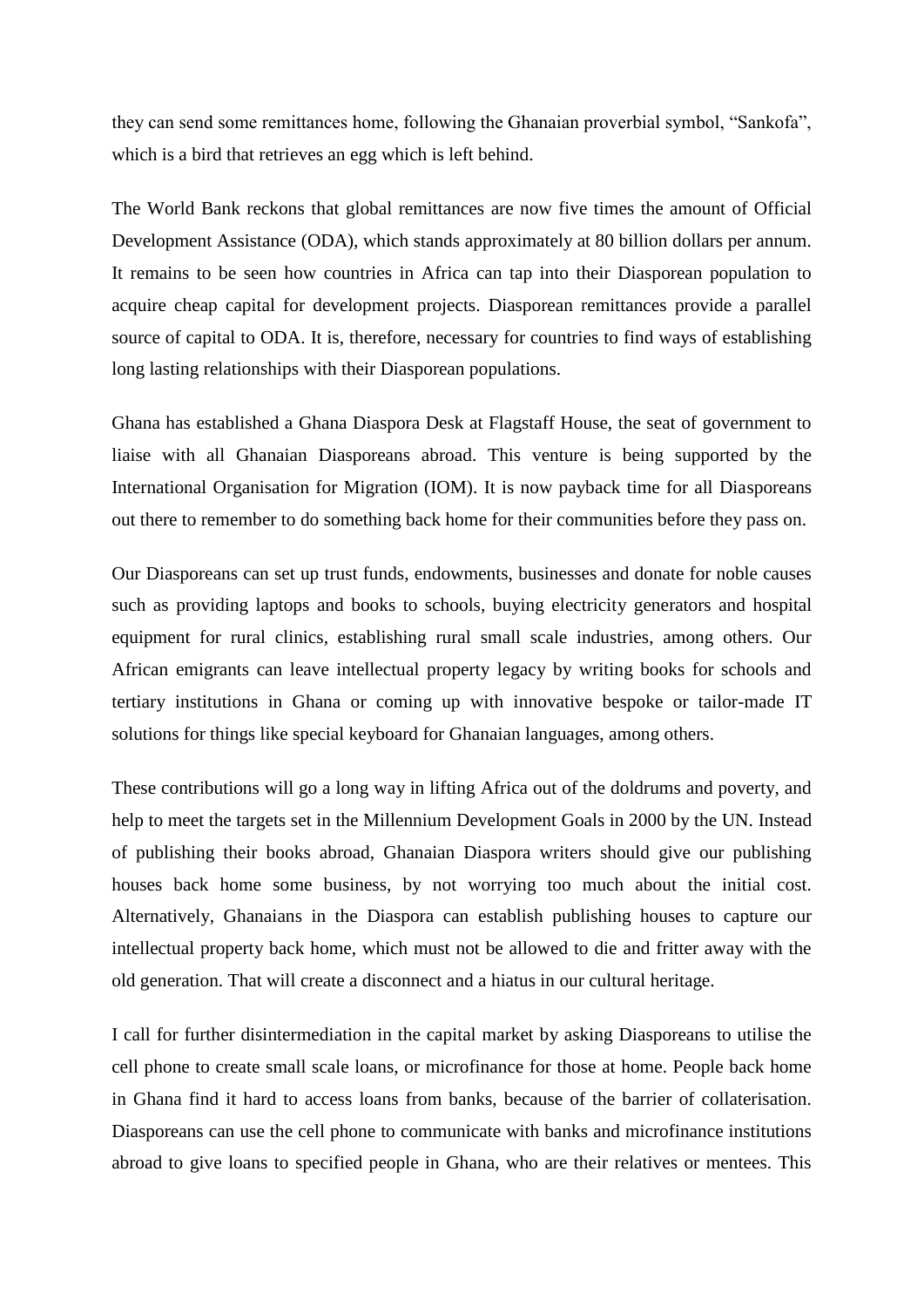they can send some remittances home, following the Ghanaian proverbial symbol, "Sankofa", which is a bird that retrieves an egg which is left behind.

The World Bank reckons that global remittances are now five times the amount of Official Development Assistance (ODA), which stands approximately at 80 billion dollars per annum. It remains to be seen how countries in Africa can tap into their Diasporean population to acquire cheap capital for development projects. Diasporean remittances provide a parallel source of capital to ODA. It is, therefore, necessary for countries to find ways of establishing long lasting relationships with their Diasporean populations.

Ghana has established a Ghana Diaspora Desk at Flagstaff House, the seat of government to liaise with all Ghanaian Diasporeans abroad. This venture is being supported by the International Organisation for Migration (IOM). It is now payback time for all Diasporeans out there to remember to do something back home for their communities before they pass on.

Our Diasporeans can set up trust funds, endowments, businesses and donate for noble causes such as providing laptops and books to schools, buying electricity generators and hospital equipment for rural clinics, establishing rural small scale industries, among others. Our African emigrants can leave intellectual property legacy by writing books for schools and tertiary institutions in Ghana or coming up with innovative bespoke or tailor-made IT solutions for things like special keyboard for Ghanaian languages, among others.

These contributions will go a long way in lifting Africa out of the doldrums and poverty, and help to meet the targets set in the Millennium Development Goals in 2000 by the UN. Instead of publishing their books abroad, Ghanaian Diaspora writers should give our publishing houses back home some business, by not worrying too much about the initial cost. Alternatively, Ghanaians in the Diaspora can establish publishing houses to capture our intellectual property back home, which must not be allowed to die and fritter away with the old generation. That will create a disconnect and a hiatus in our cultural heritage.

I call for further disintermediation in the capital market by asking Diasporeans to utilise the cell phone to create small scale loans, or microfinance for those at home. People back home in Ghana find it hard to access loans from banks, because of the barrier of collaterisation. Diasporeans can use the cell phone to communicate with banks and microfinance institutions abroad to give loans to specified people in Ghana, who are their relatives or mentees. This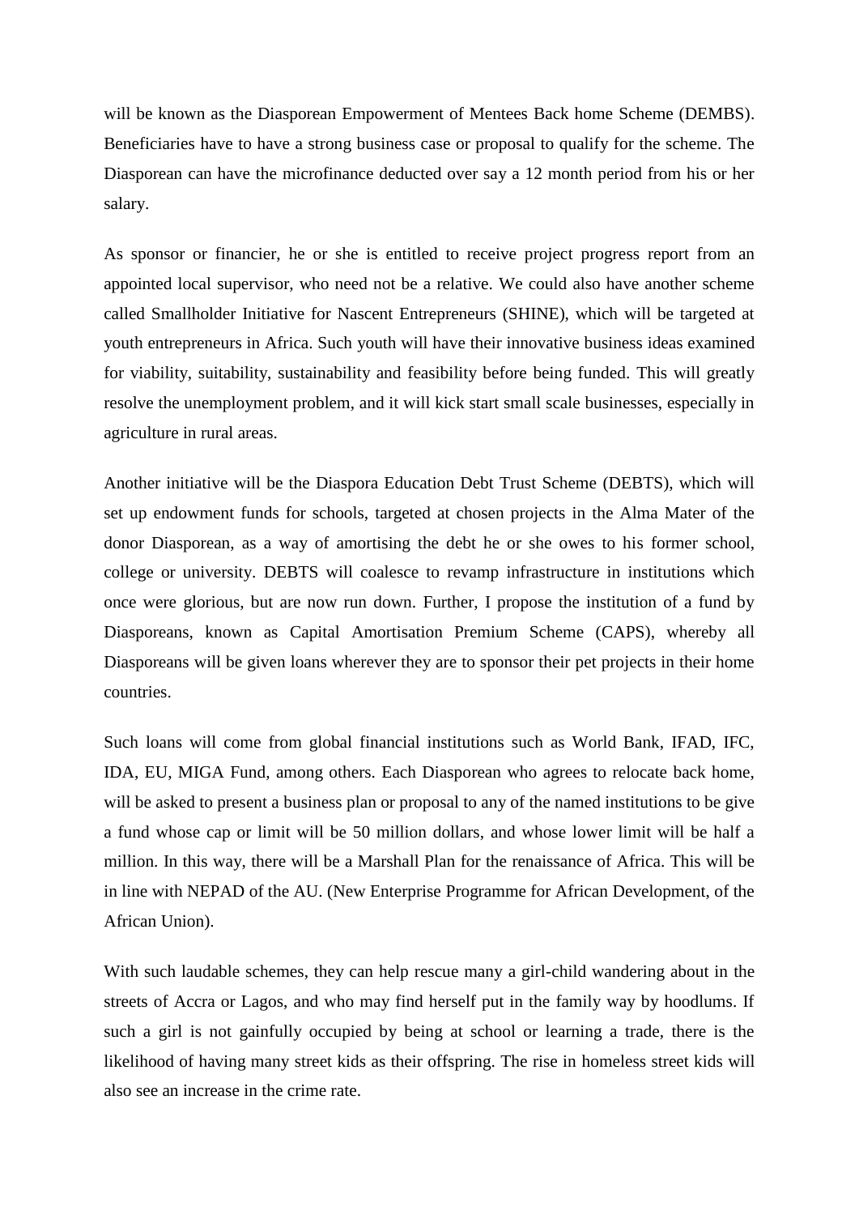will be known as the Diasporean Empowerment of Mentees Back home Scheme (DEMBS). Beneficiaries have to have a strong business case or proposal to qualify for the scheme. The Diasporean can have the microfinance deducted over say a 12 month period from his or her salary.

As sponsor or financier, he or she is entitled to receive project progress report from an appointed local supervisor, who need not be a relative. We could also have another scheme called Smallholder Initiative for Nascent Entrepreneurs (SHINE), which will be targeted at youth entrepreneurs in Africa. Such youth will have their innovative business ideas examined for viability, suitability, sustainability and feasibility before being funded. This will greatly resolve the unemployment problem, and it will kick start small scale businesses, especially in agriculture in rural areas.

Another initiative will be the Diaspora Education Debt Trust Scheme (DEBTS), which will set up endowment funds for schools, targeted at chosen projects in the Alma Mater of the donor Diasporean, as a way of amortising the debt he or she owes to his former school, college or university. DEBTS will coalesce to revamp infrastructure in institutions which once were glorious, but are now run down. Further, I propose the institution of a fund by Diasporeans, known as Capital Amortisation Premium Scheme (CAPS), whereby all Diasporeans will be given loans wherever they are to sponsor their pet projects in their home countries.

Such loans will come from global financial institutions such as World Bank, IFAD, IFC, IDA, EU, MIGA Fund, among others. Each Diasporean who agrees to relocate back home, will be asked to present a business plan or proposal to any of the named institutions to be give a fund whose cap or limit will be 50 million dollars, and whose lower limit will be half a million. In this way, there will be a Marshall Plan for the renaissance of Africa. This will be in line with NEPAD of the AU. (New Enterprise Programme for African Development, of the African Union).

With such laudable schemes, they can help rescue many a girl-child wandering about in the streets of Accra or Lagos, and who may find herself put in the family way by hoodlums. If such a girl is not gainfully occupied by being at school or learning a trade, there is the likelihood of having many street kids as their offspring. The rise in homeless street kids will also see an increase in the crime rate.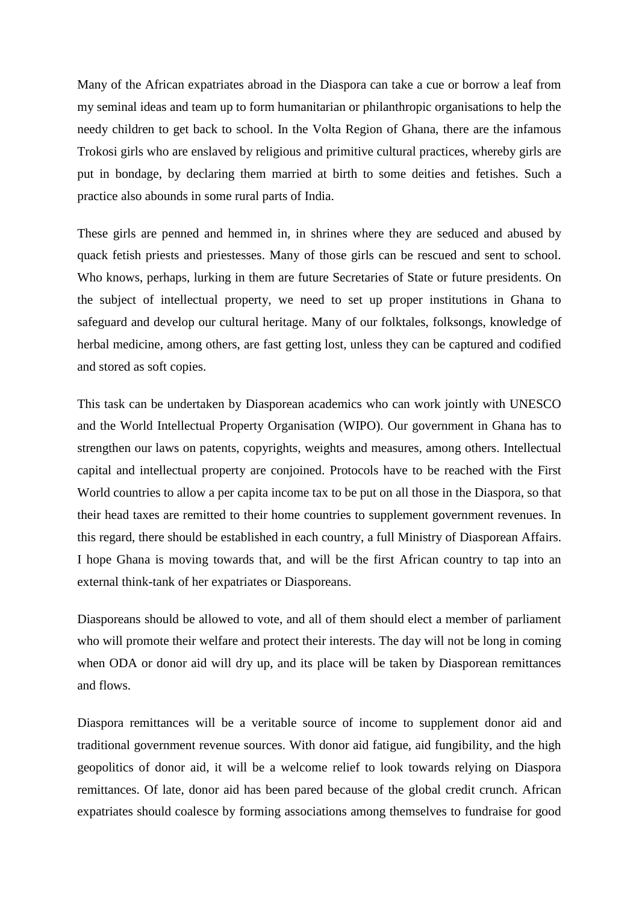Many of the African expatriates abroad in the Diaspora can take a cue or borrow a leaf from my seminal ideas and team up to form humanitarian or philanthropic organisations to help the needy children to get back to school. In the Volta Region of Ghana, there are the infamous Trokosi girls who are enslaved by religious and primitive cultural practices, whereby girls are put in bondage, by declaring them married at birth to some deities and fetishes. Such a practice also abounds in some rural parts of India.

These girls are penned and hemmed in, in shrines where they are seduced and abused by quack fetish priests and priestesses. Many of those girls can be rescued and sent to school. Who knows, perhaps, lurking in them are future Secretaries of State or future presidents. On the subject of intellectual property, we need to set up proper institutions in Ghana to safeguard and develop our cultural heritage. Many of our folktales, folksongs, knowledge of herbal medicine, among others, are fast getting lost, unless they can be captured and codified and stored as soft copies.

This task can be undertaken by Diasporean academics who can work jointly with UNESCO and the World Intellectual Property Organisation (WIPO). Our government in Ghana has to strengthen our laws on patents, copyrights, weights and measures, among others. Intellectual capital and intellectual property are conjoined. Protocols have to be reached with the First World countries to allow a per capita income tax to be put on all those in the Diaspora, so that their head taxes are remitted to their home countries to supplement government revenues. In this regard, there should be established in each country, a full Ministry of Diasporean Affairs. I hope Ghana is moving towards that, and will be the first African country to tap into an external think-tank of her expatriates or Diasporeans.

Diasporeans should be allowed to vote, and all of them should elect a member of parliament who will promote their welfare and protect their interests. The day will not be long in coming when ODA or donor aid will dry up, and its place will be taken by Diasporean remittances and flows.

Diaspora remittances will be a veritable source of income to supplement donor aid and traditional government revenue sources. With donor aid fatigue, aid fungibility, and the high geopolitics of donor aid, it will be a welcome relief to look towards relying on Diaspora remittances. Of late, donor aid has been pared because of the global credit crunch. African expatriates should coalesce by forming associations among themselves to fundraise for good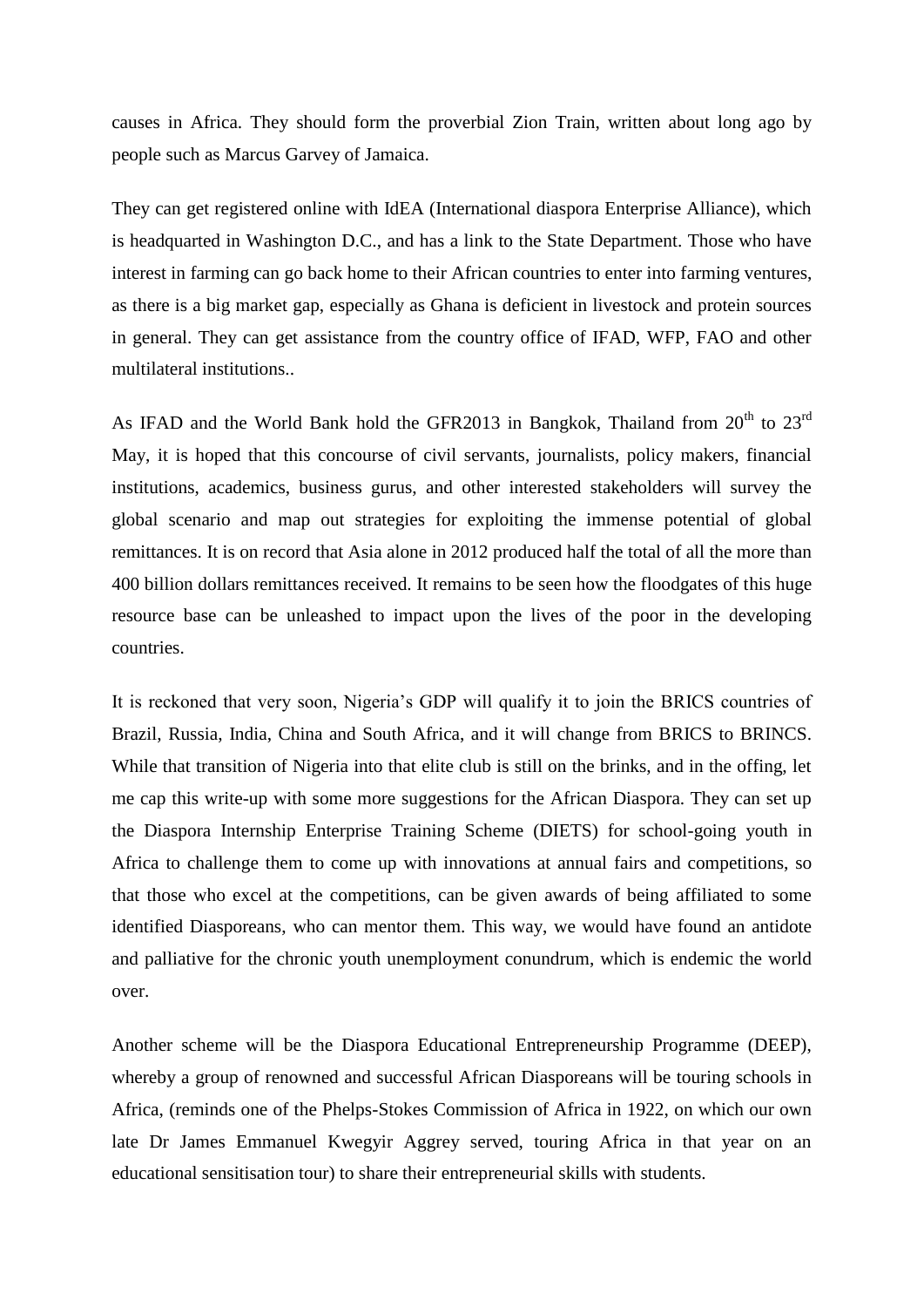causes in Africa. They should form the proverbial Zion Train, written about long ago by people such as Marcus Garvey of Jamaica.

They can get registered online with IdEA (International diaspora Enterprise Alliance), which is headquarted in Washington D.C., and has a link to the State Department. Those who have interest in farming can go back home to their African countries to enter into farming ventures, as there is a big market gap, especially as Ghana is deficient in livestock and protein sources in general. They can get assistance from the country office of IFAD, WFP, FAO and other multilateral institutions..

As IFAD and the World Bank hold the GFR2013 in Bangkok, Thailand from 20th to 23rd May, it is hoped that this concourse of civil servants, journalists, policy makers, financial institutions, academics, business gurus, and other interested stakeholders will survey the global scenario and map out strategies for exploiting the immense potential of global remittances. It is on record that Asia alone in 2012 produced half the total of all the more than 400 billion dollars remittances received. It remains to be seen how the floodgates of this huge resource base can be unleashed to impact upon the lives of the poor in the developing countries.

It is reckoned that very soon, Nigeria's GDP will qualify it to join the BRICS countries of Brazil, Russia, India, China and South Africa, and it will change from BRICS to BRINCS. While that transition of Nigeria into that elite club is still on the brinks, and in the offing, let me cap this write-up with some more suggestions for the African Diaspora. They can set up the Diaspora Internship Enterprise Training Scheme (DIETS) for school-going youth in Africa to challenge them to come up with innovations at annual fairs and competitions, so that those who excel at the competitions, can be given awards of being affiliated to some identified Diasporeans, who can mentor them. This way, we would have found an antidote and palliative for the chronic youth unemployment conundrum, which is endemic the world over.

Another scheme will be the Diaspora Educational Entrepreneurship Programme (DEEP), whereby a group of renowned and successful African Diasporeans will be touring schools in Africa, (reminds one of the Phelps-Stokes Commission of Africa in 1922, on which our own late Dr James Emmanuel Kwegyir Aggrey served, touring Africa in that year on an educational sensitisation tour) to share their entrepreneurial skills with students.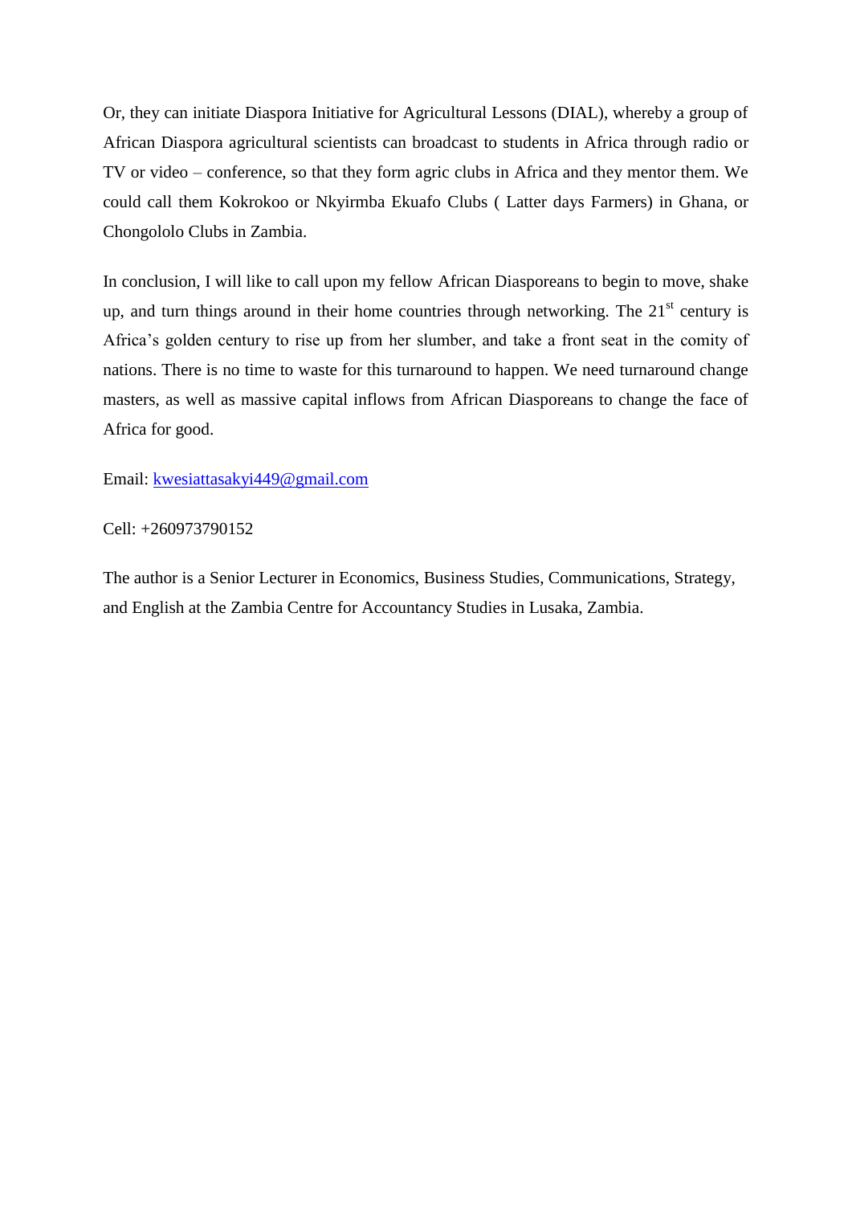Or, they can initiate Diaspora Initiative for Agricultural Lessons (DIAL), whereby a group of African Diaspora agricultural scientists can broadcast to students in Africa through radio or TV or video – conference, so that they form agric clubs in Africa and they mentor them. We could call them Kokrokoo or Nkyirmba Ekuafo Clubs ( Latter days Farmers) in Ghana, or Chongololo Clubs in Zambia.

In conclusion, I will like to call upon my fellow African Diasporeans to begin to move, shake up, and turn things around in their home countries through networking. The 21st century is Africa's golden century to rise up from her slumber, and take a front seat in the comity of nations. There is no time to waste for this turnaround to happen. We need turnaround change masters, as well as massive capital inflows from African Diasporeans to change the face of Africa for good.

Email: kwesiattasakyi449@gmail.com

Cell: +260973790152

The author is a Senior Lecturer in Economics, Business Studies, Communications, Strategy, and English at the Zambia Centre for Accountancy Studies in Lusaka, Zambia.